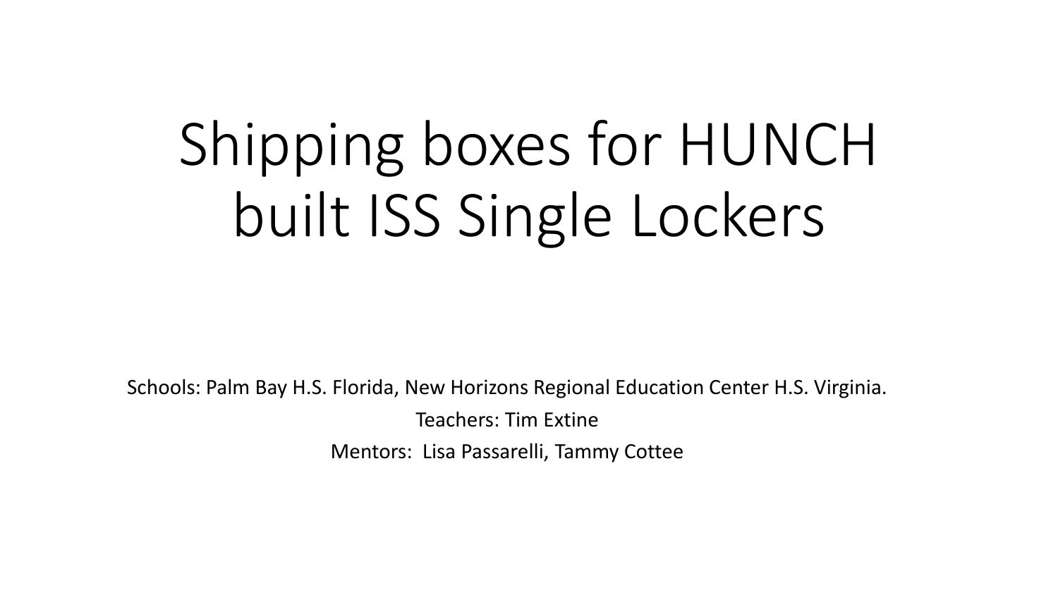# Shipping boxes for HUNCH built ISS Single Lockers

Schools: Palm Bay H.S. Florida, New Horizons Regional Education Center H.S. Virginia.

Teachers: Tim Extine

Mentors: Lisa Passarelli, Tammy Cottee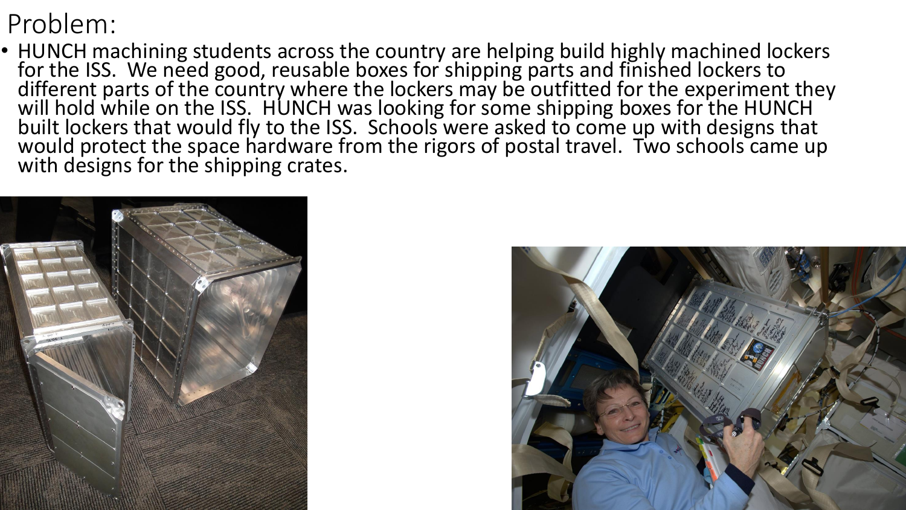# Problem:

- HUNCH machining students across the country are helping build highly machined lockers for the ISS. We need good, reusable boxes for shipping parts and finished lockers to different parts of the country where the lockers may be outfitted for the experiment they will hold while on the ISS. HUNCH was looking for some shipping boxes for the HUNCH built lockers that would fly to the ISS. Schools were asked to come up with designs that would protect the space hardware from the rigors of postal travel. Two schools came up with designs for the shipping crates.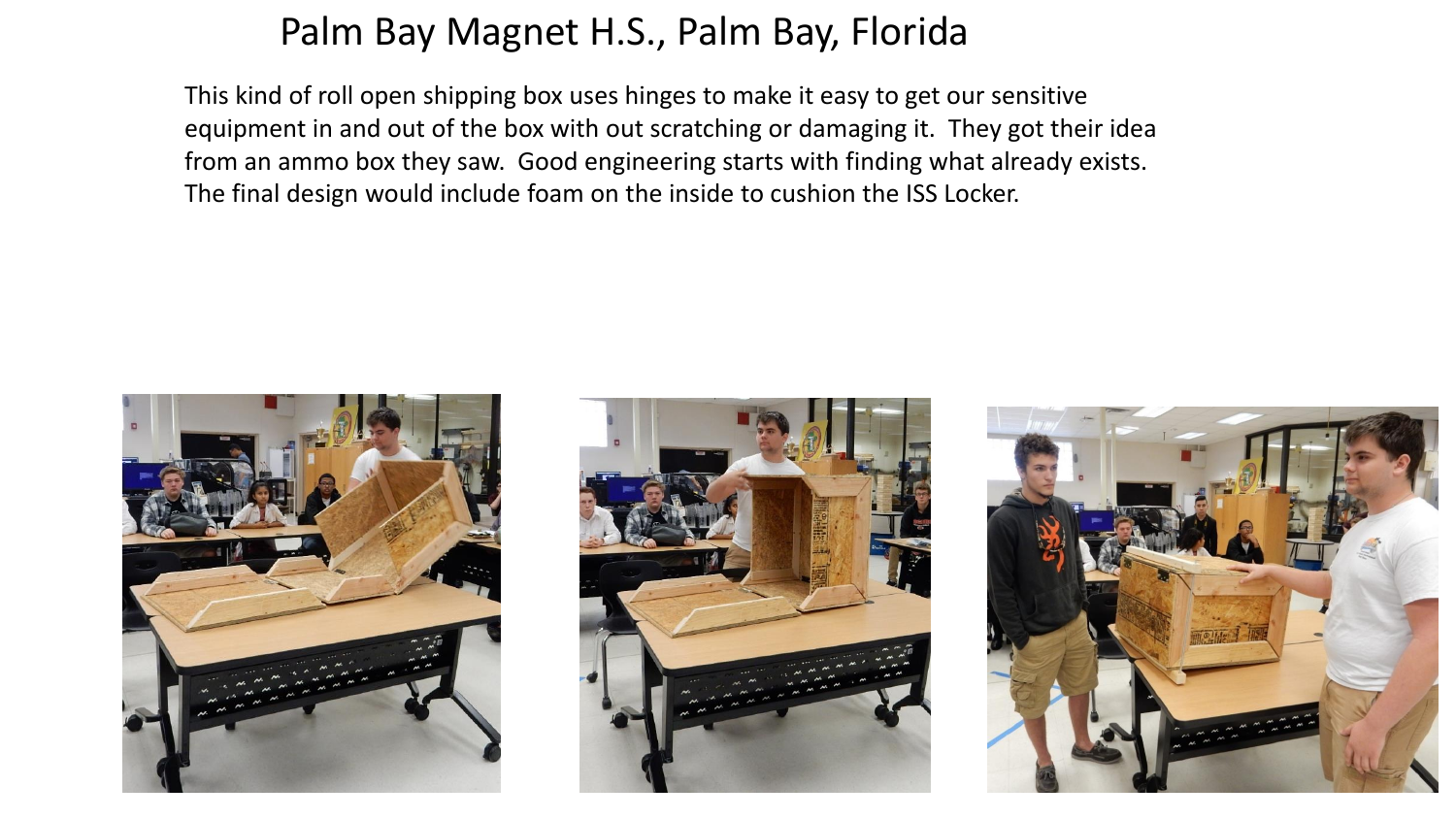# Palm Bay Magnet H.S., Palm Bay, Florida

This kind of roll open shipping box uses hinges to make it easy to get our sensitive equipment in and out of the box with out scratching or damaging it. They got their idea from an ammo box they saw. Good engineering starts with finding what already exists. The final design would include foam on the inside to cushion the ISS Locker.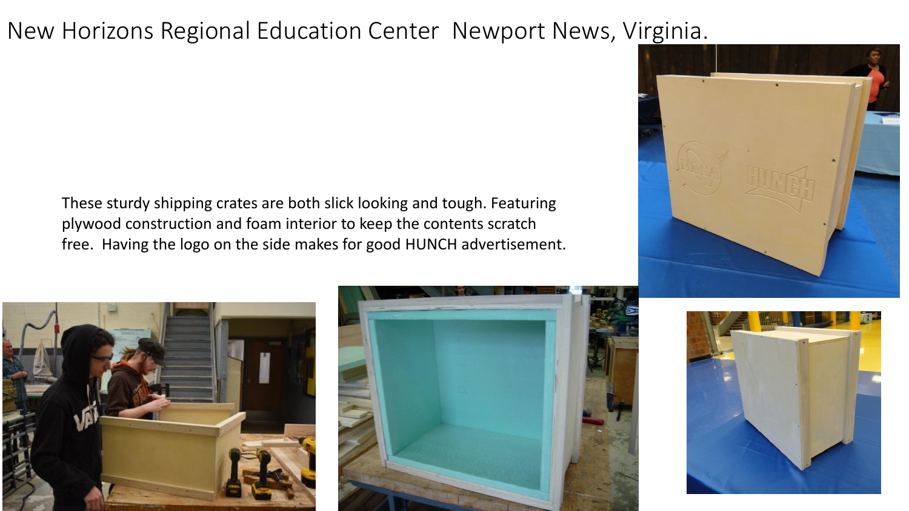# New Horizons Regional Education Center Newport News, Virginia.

These sturdy shipping crates are both slick looking and tough. Featuring plywood construction and foam interior to keep the contents scratch free. Having the logo on the side makes for good HUNCH advertisement.